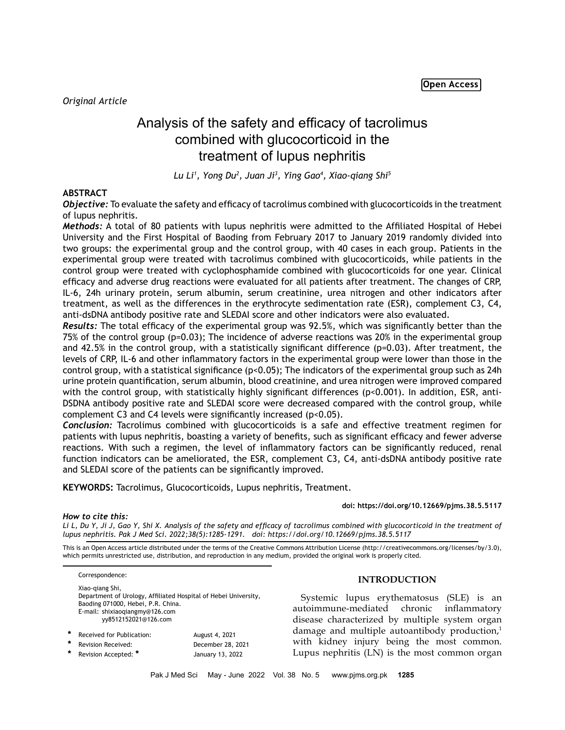Open Access

*Original Article*

# Analysis of the safety and efficacy of tacrolimus combined with glucocorticoid in the treatment of lupus nephritis

*Lu Li[1], Yong Du[2], Juan Ji[3], Ying Gao[4], Xiao-qiang Shi[5]*

## ABSTRACT

***Objective:*** To evaluate the safety and efficacy of tacrolimus combined with glucocorticoids in the treatment of lupus nephritis.

***Methods:*** A total of 80 patients with lupus nephritis were admitted to the Affiliated Hospital of Hebei University and the First Hospital of Baoding from February 2017 to January 2019 randomly divided into two groups: the experimental group and the control group, with 40 cases in each group. Patients in the experimental group were treated with tacrolimus combined with glucocorticoids, while patients in the control group were treated with cyclophosphamide combined with glucocorticoids for one year. Clinical efficacy and adverse drug reactions were evaluated for all patients after treatment. The changes of CRP, IL-6, 24h urinary protein, serum albumin, serum creatinine, urea nitrogen and other indicators after treatment, as well as the differences in the erythrocyte sedimentation rate (ESR), complement C3, C4, anti-dsDNA antibody positive rate and SLEDAI score and other indicators were also evaluated.

***Results:*** The total efficacy of the experimental group was 92.5%, which was significantly better than the 75% of the control group (p=0.03); The incidence of adverse reactions was 20% in the experimental group and 42.5% in the control group, with a statistically significant difference (p=0.03). After treatment, the levels of CRP, IL-6 and other inflammatory factors in the experimental group were lower than those in the control group, with a statistical significance ($p<0.05$); The indicators of the experimental group such as 24h urine protein quantification, serum albumin, blood creatinine, and urea nitrogen were improved compared with the control group, with statistically highly significant differences ($p<0.001$). In addition, ESR, anti-DSDNA antibody positive rate and SLEDAI score were decreased compared with the control group, while complement C3 and C4 levels were significantly increased ($p<0.05$).

***Conclusion:*** Tacrolimus combined with glucocorticoids is a safe and effective treatment regimen for patients with lupus nephritis, boasting a variety of benefits, such as significant efficacy and fewer adverse reactions. With such a regimen, the level of inflammatory factors can be significantly reduced, renal function indicators can be ameliorated, the ESR, complement C3, C4, anti-dsDNA antibody positive rate and SLEDAI score of the patients can be significantly improved.

**KEYWORDS:** Tacrolimus, Glucocorticoids, Lupus nephritis, Treatment.

**doi: https://doi.org/10.12669/pjms.38.5.5117**

***How to cite this:***
*Li L, Du Y, Ji J, Gao Y, Shi X. Analysis of the safety and efficacy of tacrolimus combined with glucocorticoid in the treatment of lupus nephritis. Pak J Med Sci. 2022;38(5):1285-1291. doi: https://doi.org/10.12669/pjms.38.5.5117*

This is an Open Access article distributed under the terms of the Creative Commons Attribution License (http://creativecommons.org/licenses/by/3.0), which permits unrestricted use, distribution, and reproduction in any medium, provided the original work is properly cited.

Correspondence:

Xiao-qiang Shi,
Department of Urology, Affiliated Hospital of Hebei University,
Baoding 071000, Hebei, P.R. China.
E-mail: shixiaoqiangmy@126.com
yy8512152021@126.com

| | |
|---|---|
| * Received for Publication: | August 4, 2021 |
| * Revision Received: | December 28, 2021 |
| * Revision Accepted: * | January 13, 2022 |

## INTRODUCTION

Systemic lupus erythematosus (SLE) is an autoimmune-mediated chronic inflammatory disease characterized by multiple system organ damage and multiple autoantibody production,[1] with kidney injury being the most common. Lupus nephritis (LN) is the most common organ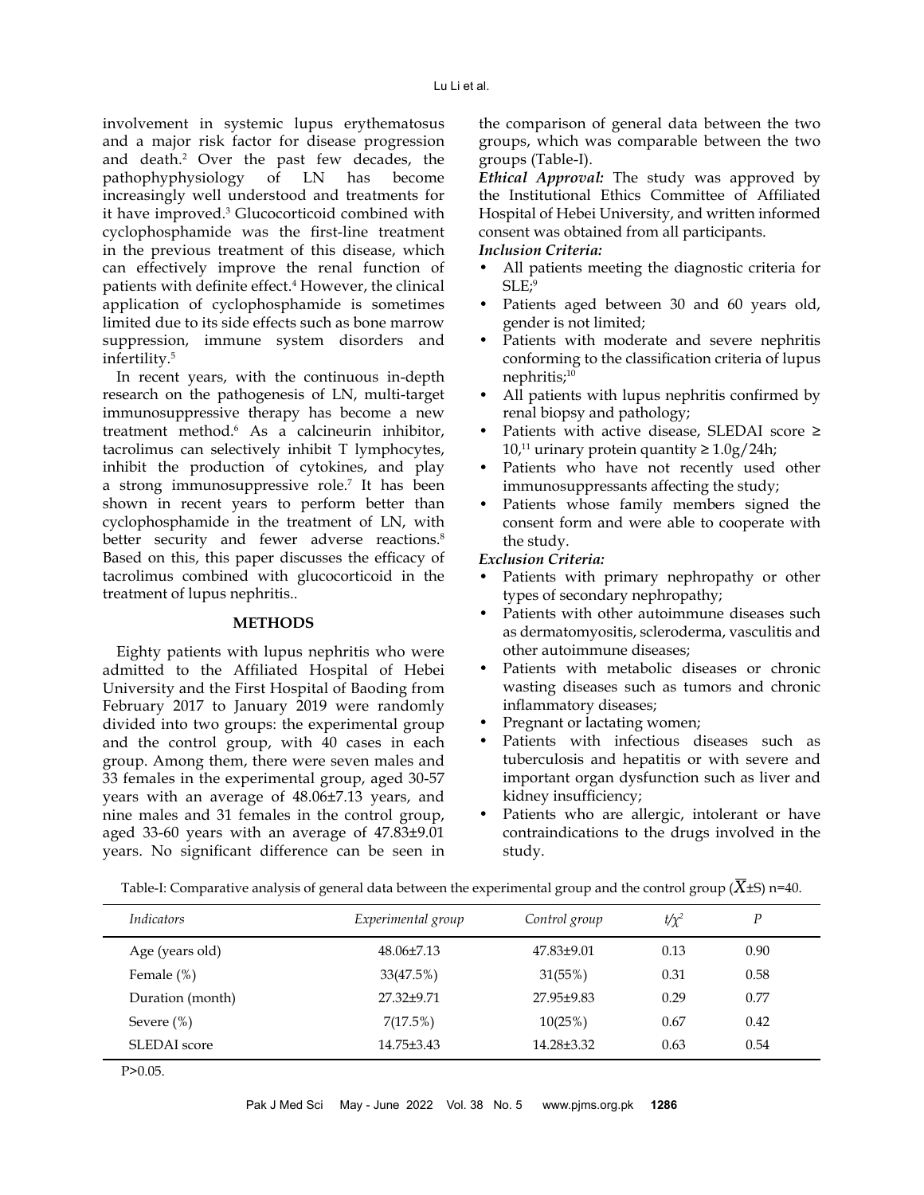involvement in systemic lupus erythematosus and a major risk factor for disease progression and death.[2] Over the past few decades, the pathophyphysiology of LN has become increasingly well understood and treatments for it have improved.[3] Glucocorticoid combined with cyclophosphamide was the first-line treatment in the previous treatment of this disease, which can effectively improve the renal function of patients with definite effect.[4] However, the clinical application of cyclophosphamide is sometimes limited due to its side effects such as bone marrow suppression, immune system disorders and infertility.[5]

In recent years, with the continuous in-depth research on the pathogenesis of LN, multi-target immunosuppressive therapy has become a new treatment method.[6] As a calcineurin inhibitor, tacrolimus can selectively inhibit T lymphocytes, inhibit the production of cytokines, and play a strong immunosuppressive role.[7] It has been shown in recent years to perform better than cyclophosphamide in the treatment of LN, with better security and fewer adverse reactions.[8] Based on this, this paper discusses the efficacy of tacrolimus combined with glucocorticoid in the treatment of lupus nephritis..

## METHODS

Eighty patients with lupus nephritis who were admitted to the Affiliated Hospital of Hebei University and the First Hospital of Baoding from February 2017 to January 2019 were randomly divided into two groups: the experimental group and the control group, with 40 cases in each group. Among them, there were seven males and 33 females in the experimental group, aged 30-57 years with an average of 48.06±7.13 years, and nine males and 31 females in the control group, aged 33-60 years with an average of 47.83±9.01 years. No significant difference can be seen in the comparison of general data between the two groups, which was comparable between the two groups (Table-I).

***Ethical Approval:*** The study was approved by the Institutional Ethics Committee of Affiliated Hospital of Hebei University, and written informed consent was obtained from all participants.

***Inclusion Criteria:***

- All patients meeting the diagnostic criteria for SLE;[9]
- Patients aged between 30 and 60 years old, gender is not limited;
- Patients with moderate and severe nephritis conforming to the classification criteria of lupus nephritis;[10]
- All patients with lupus nephritis confirmed by renal biopsy and pathology;
- Patients with active disease, SLEDAI score ≥ 10,[11] urinary protein quantity ≥ 1.0g/24h;
- Patients who have not recently used other immunosuppressants affecting the study;
- Patients whose family members signed the consent form and were able to cooperate with the study.

***Exclusion Criteria:***

- Patients with primary nephropathy or other types of secondary nephropathy;
- Patients with other autoimmune diseases such as dermatomyositis, scleroderma, vasculitis and other autoimmune diseases;
- Patients with metabolic diseases or chronic wasting diseases such as tumors and chronic inflammatory diseases;
- Pregnant or lactating women;
- Patients with infectious diseases such as tuberculosis and hepatitis or with severe and important organ dysfunction such as liver and kidney insufficiency;
- Patients who are allergic, intolerant or have contraindications to the drugs involved in the study.

Table-I: Comparative analysis of general data between the experimental group and the control group ($\overline{X}$±S) n=40.

| *Indicators* | *Experimental group* | *Control group* | $t/\chi^2$ | *P* |
|---|---|---|---|---|
| Age (years old) | 48.06±7.13 | 47.83±9.01 | 0.13 | 0.90 |
| Female (%) | 33(47.5%) | 31(55%) | 0.31 | 0.58 |
| Duration (month) | 27.32±9.71 | 27.95±9.83 | 0.29 | 0.77 |
| Severe (%) | 7(17.5%) | 10(25%) | 0.67 | 0.42 |
| SLEDAI score | 14.75±3.43 | 14.28±3.32 | 0.63 | 0.54 |

P>0.05.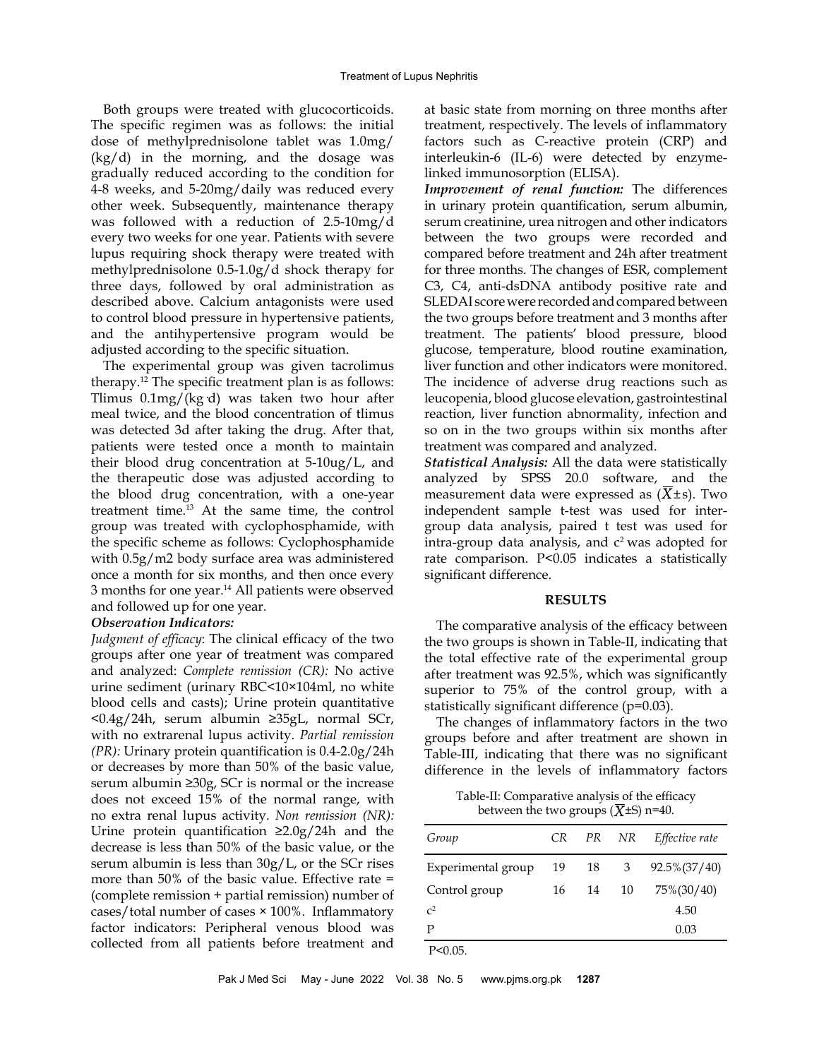Both groups were treated with glucocorticoids. The specific regimen was as follows: the initial dose of methylprednisolone tablet was 1.0mg/(kg/d) in the morning, and the dosage was gradually reduced according to the condition for 4-8 weeks, and 5-20mg/daily was reduced every other week. Subsequently, maintenance therapy was followed with a reduction of 2.5-10mg/d every two weeks for one year. Patients with severe lupus requiring shock therapy were treated with methylprednisolone 0.5-1.0g/d shock therapy for three days, followed by oral administration as described above. Calcium antagonists were used to control blood pressure in hypertensive patients, and the antihypertensive program would be adjusted according to the specific situation.

The experimental group was given tacrolimus therapy.[12] The specific treatment plan is as follows: Tlimus 0.1mg/(kg·d) was taken two hour after meal twice, and the blood concentration of tlimus was detected 3d after taking the drug. After that, patients were tested once a month to maintain their blood drug concentration at 5-10ug/L, and the therapeutic dose was adjusted according to the blood drug concentration, with a one-year treatment time.[13] At the same time, the control group was treated with cyclophosphamide, with the specific scheme as follows: Cyclophosphamide with 0.5g/m2 body surface area was administered once a month for six months, and then once every 3 months for one year.[14] All patients were observed and followed up for one year.

***Observation Indicators:***

*Judgment of efficacy*: The clinical efficacy of the two groups after one year of treatment was compared and analyzed: *Complete remission (CR):* No active urine sediment (urinary RBC<10×104ml, no white blood cells and casts); Urine protein quantitative <0.4g/24h, serum albumin ≥35gL, normal SCr, with no extrarenal lupus activity. *Partial remission (PR):* Urinary protein quantification is 0.4-2.0g/24h or decreases by more than 50% of the basic value, serum albumin ≥30g, SCr is normal or the increase does not exceed 15% of the normal range, with no extra renal lupus activity. *Non remission (NR):* Urine protein quantification ≥2.0g/24h and the decrease is less than 50% of the basic value, or the serum albumin is less than 30g/L, or the SCr rises more than 50% of the basic value. Effective rate = (complete remission + partial remission) number of cases/total number of cases × 100%. Inflammatory factor indicators: Peripheral venous blood was collected from all patients before treatment and at basic state from morning on three months after treatment, respectively. The levels of inflammatory factors such as C-reactive protein (CRP) and interleukin-6 (IL-6) were detected by enzyme-linked immunosorption (ELISA).

***Improvement of renal function:*** The differences in urinary protein quantification, serum albumin, serum creatinine, urea nitrogen and other indicators between the two groups were recorded and compared before treatment and 24h after treatment for three months. The changes of ESR, complement C3, C4, anti-dsDNA antibody positive rate and SLEDAI score were recorded and compared between the two groups before treatment and 3 months after treatment. The patients' blood pressure, blood glucose, temperature, blood routine examination, liver function and other indicators were monitored. The incidence of adverse drug reactions such as leucopenia, blood glucose elevation, gastrointestinal reaction, liver function abnormality, infection and so on in the two groups within six months after treatment was compared and analyzed.

***Statistical Analysis:*** All the data were statistically analyzed by SPSS 20.0 software, and the measurement data were expressed as ($\overline{X}\pm s$). Two independent sample t-test was used for inter-group data analysis, paired t test was used for intra-group data analysis, and $c^2$ was adopted for rate comparison. P<0.05 indicates a statistically significant difference.

## RESULTS

The comparative analysis of the efficacy between the two groups is shown in Table-II, indicating that the total effective rate of the experimental group after treatment was 92.5%, which was significantly superior to 75% of the control group, with a statistically significant difference (p=0.03).

The changes of inflammatory factors in the two groups before and after treatment are shown in Table-III, indicating that there was no significant difference in the levels of inflammatory factors

Table-II: Comparative analysis of the efficacy between the two groups ($\overline{X}\pm S$) n=40.

| *Group* | *CR* | *PR* | *NR* | *Effective rate* |
|---|---|---|---|---|
| Experimental group | 19 | 18 | 3 | 92.5%(37/40) |
| Control group | 16 | 14 | 10 | 75%(30/40) |
| $c^2$ | | | | 4.50 |
| P | | | | 0.03 |

P<0.05.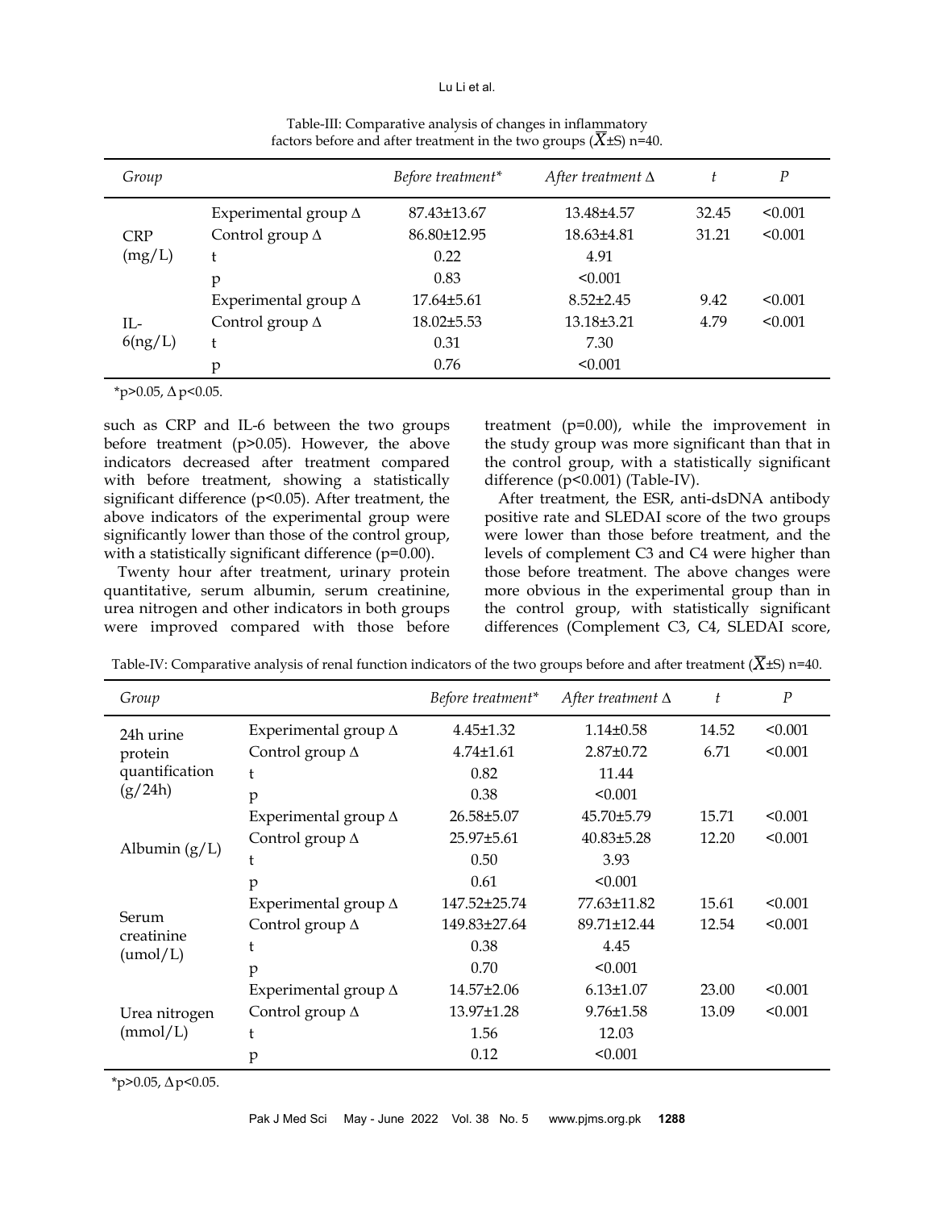Table-III: Comparative analysis of changes in inflammatory factors before and after treatment in the two groups ($\overline{X}$±S) n=40.

| Group | | Before treatment* | After treatment Δ | t | P |
|---|---|---|---|---|---|
| CRP (mg/L) | Experimental group Δ | 87.43±13.67 | 13.48±4.57 | 32.45 | <0.001 |
| | Control group Δ | 86.80±12.95 | 18.63±4.81 | 31.21 | <0.001 |
| | t | 0.22 | 4.91 | | |
| | p | 0.83 | <0.001 | | |
| IL-6(ng/L) | Experimental group Δ | 17.64±5.61 | 8.52±2.45 | 9.42 | <0.001 |
| | Control group Δ | 18.02±5.53 | 13.18±3.21 | 4.79 | <0.001 |
| | t | 0.31 | 7.30 | | |
| | p | 0.76 | <0.001 | | |

*p>0.05, Δp<0.05.

such as CRP and IL-6 between the two groups before treatment (p>0.05). However, the above indicators decreased after treatment compared with before treatment, showing a statistically significant difference (p<0.05). After treatment, the above indicators of the experimental group were significantly lower than those of the control group, with a statistically significant difference (p=0.00).

Twenty hour after treatment, urinary protein quantitative, serum albumin, serum creatinine, urea nitrogen and other indicators in both groups were improved compared with those before treatment (p=0.00), while the improvement in the study group was more significant than that in the control group, with a statistically significant difference (p<0.001) (Table-IV).

After treatment, the ESR, anti-dsDNA antibody positive rate and SLEDAI score of the two groups were lower than those before treatment, and the levels of complement C3 and C4 were higher than those before treatment. The above changes were more obvious in the experimental group than in the control group, with statistically significant differences (Complement C3, C4, SLEDAI score,

Table-IV: Comparative analysis of renal function indicators of the two groups before and after treatment ($\overline{X}$±S) n=40.

| Group | | Before treatment* | After treatment Δ | t | P |
|---|---|---|---|---|---|
| 24h urine protein quantification (g/24h) | Experimental group Δ | 4.45±1.32 | 1.14±0.58 | 14.52 | <0.001 |
| | Control group Δ | 4.74±1.61 | 2.87±0.72 | 6.71 | <0.001 |
| | t | 0.82 | 11.44 | | |
| | p | 0.38 | <0.001 | | |
| Albumin (g/L) | Experimental group Δ | 26.58±5.07 | 45.70±5.79 | 15.71 | <0.001 |
| | Control group Δ | 25.97±5.61 | 40.83±5.28 | 12.20 | <0.001 |
| | t | 0.50 | 3.93 | | |
| | p | 0.61 | <0.001 | | |
| Serum creatinine (umol/L) | Experimental group Δ | 147.52±25.74 | 77.63±11.82 | 15.61 | <0.001 |
| | Control group Δ | 149.83±27.64 | 89.71±12.44 | 12.54 | <0.001 |
| | t | 0.38 | 4.45 | | |
| | p | 0.70 | <0.001 | | |
| Urea nitrogen (mmol/L) | Experimental group Δ | 14.57±2.06 | 6.13±1.07 | 23.00 | <0.001 |
| | Control group Δ | 13.97±1.28 | 9.76±1.58 | 13.09 | <0.001 |
| | t | 1.56 | 12.03 | | |
| | p | 0.12 | <0.001 | | |

*p>0.05, Δp<0.05.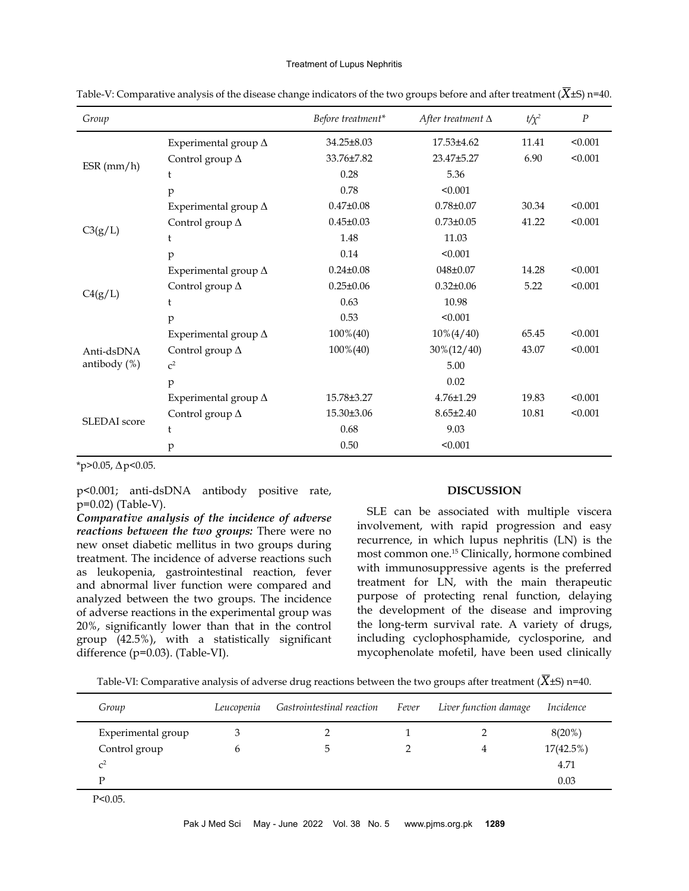Table-V: Comparative analysis of the disease change indicators of the two groups before and after treatment ($\overline{X}$±S) n=40.

| Group | | Before treatment* | After treatment Δ | $t/\chi^2$ | P |
|---|---|---|---|---|---|
| ESR (mm/h) | Experimental group Δ | 34.25±8.03 | 17.53±4.62 | 11.41 | <0.001 |
| | Control group Δ | 33.76±7.82 | 23.47±5.27 | 6.90 | <0.001 |
| | t | 0.28 | 5.36 | | |
| | p | 0.78 | <0.001 | | |
| C3(g/L) | Experimental group Δ | 0.47±0.08 | 0.78±0.07 | 30.34 | <0.001 |
| | Control group Δ | 0.45±0.03 | 0.73±0.05 | 41.22 | <0.001 |
| | t | 1.48 | 11.03 | | |
| | p | 0.14 | <0.001 | | |
| C4(g/L) | Experimental group Δ | 0.24±0.08 | 048±0.07 | 14.28 | <0.001 |
| | Control group Δ | 0.25±0.06 | 0.32±0.06 | 5.22 | <0.001 |
| | t | 0.63 | 10.98 | | |
| | p | 0.53 | <0.001 | | |
| Anti-dsDNA antibody (%) | Experimental group Δ | 100%(40) | 10%(4/40) | 65.45 | <0.001 |
| | Control group Δ | 100%(40) | 30%(12/40) | 43.07 | <0.001 |
| | $c^2$ | | 5.00 | | |
| | p | | 0.02 | | |
| SLEDAI score | Experimental group Δ | 15.78±3.27 | 4.76±1.29 | 19.83 | <0.001 |
| | Control group Δ | 15.30±3.06 | 8.65±2.40 | 10.81 | <0.001 |
| | t | 0.68 | 9.03 | | |
| | p | 0.50 | <0.001 | | |

*p>0.05, Δp<0.05.

p<0.001; anti-dsDNA antibody positive rate, p=0.02) (Table-V).

***Comparative analysis of the incidence of adverse reactions between the two groups:*** There were no new onset diabetic mellitus in two groups during treatment. The incidence of adverse reactions such as leukopenia, gastrointestinal reaction, fever and abnormal liver function were compared and analyzed between the two groups. The incidence of adverse reactions in the experimental group was 20%, significantly lower than that in the control group (42.5%), with a statistically significant difference (p=0.03). (Table-VI).

## DISCUSSION

SLE can be associated with multiple viscera involvement, with rapid progression and easy recurrence, in which lupus nephritis (LN) is the most common one.[15] Clinically, hormone combined with immunosuppressive agents is the preferred treatment for LN, with the main therapeutic purpose of protecting renal function, delaying the development of the disease and improving the long-term survival rate. A variety of drugs, including cyclophosphamide, cyclosporine, and mycophenolate mofetil, have been used clinically

Table-VI: Comparative analysis of adverse drug reactions between the two groups after treatment ($\overline{X}$±S) n=40.

| Group | Leucopenia | Gastrointestinal reaction | Fever | Liver function damage | Incidence |
|---|---|---|---|---|---|
| Experimental group | 3 | 2 | 1 | 2 | 8(20%) |
| Control group | 6 | 5 | 2 | 4 | 17(42.5%) |
| $c^2$ | | | | | 4.71 |
| P | | | | | 0.03 |

P<0.05.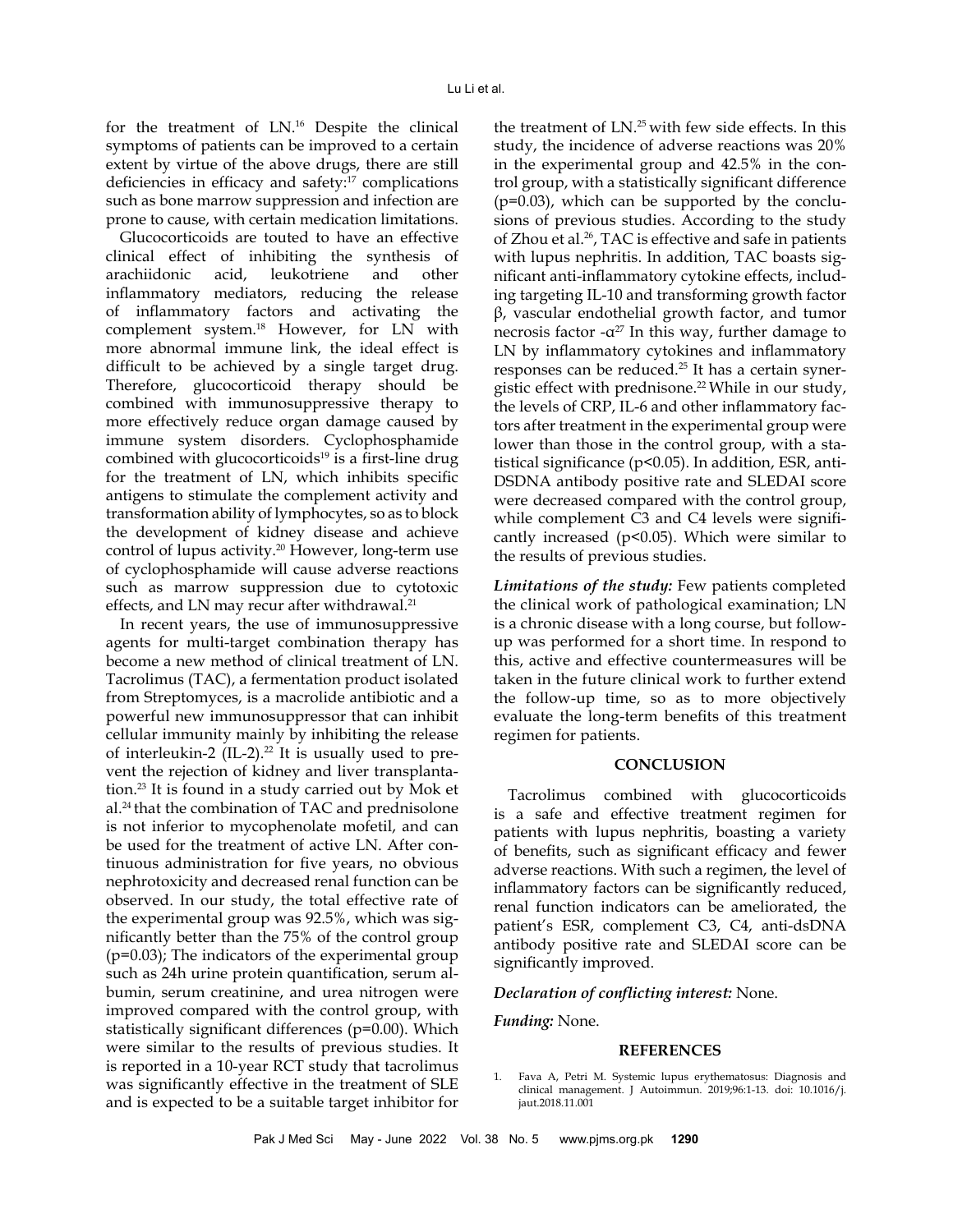for the treatment of LN.[16] Despite the clinical symptoms of patients can be improved to a certain extent by virtue of the above drugs, there are still deficiencies in efficacy and safety:[17] complications such as bone marrow suppression and infection are prone to cause, with certain medication limitations.

Glucocorticoids are touted to have an effective clinical effect of inhibiting the synthesis of arachiidonic acid, leukotriene and other inflammatory mediators, reducing the release of inflammatory factors and activating the complement system.[18] However, for LN with more abnormal immune link, the ideal effect is difficult to be achieved by a single target drug. Therefore, glucocorticoid therapy should be combined with immunosuppressive therapy to more effectively reduce organ damage caused by immune system disorders. Cyclophosphamide combined with glucocorticoids[19] is a first-line drug for the treatment of LN, which inhibits specific antigens to stimulate the complement activity and transformation ability of lymphocytes, so as to block the development of kidney disease and achieve control of lupus activity.[20] However, long-term use of cyclophosphamide will cause adverse reactions such as marrow suppression due to cytotoxic effects, and LN may recur after withdrawal.[21]

In recent years, the use of immunosuppressive agents for multi-target combination therapy has become a new method of clinical treatment of LN. Tacrolimus (TAC), a fermentation product isolated from Streptomyces, is a macrolide antibiotic and a powerful new immunosuppressor that can inhibit cellular immunity mainly by inhibiting the release of interleukin-2 (IL-2).[22] It is usually used to prevent the rejection of kidney and liver transplantation.[23] It is found in a study carried out by Mok et al.[24] that the combination of TAC and prednisolone is not inferior to mycophenolate mofetil, and can be used for the treatment of active LN. After continuous administration for five years, no obvious nephrotoxicity and decreased renal function can be observed. In our study, the total effective rate of the experimental group was 92.5%, which was significantly better than the 75% of the control group (p=0.03); The indicators of the experimental group such as 24h urine protein quantification, serum albumin, serum creatinine, and urea nitrogen were improved compared with the control group, with statistically significant differences (p=0.00). Which were similar to the results of previous studies. It is reported in a 10-year RCT study that tacrolimus was significantly effective in the treatment of SLE and is expected to be a suitable target inhibitor for the treatment of LN.[25] with few side effects. In this study, the incidence of adverse reactions was 20% in the experimental group and 42.5% in the control group, with a statistically significant difference (p=0.03), which can be supported by the conclusions of previous studies. According to the study of Zhou et al.[26], TAC is effective and safe in patients with lupus nephritis. In addition, TAC boasts significant anti-inflammatory cytokine effects, including targeting IL-10 and transforming growth factor β, vascular endothelial growth factor, and tumor necrosis factor -α[27] In this way, further damage to LN by inflammatory cytokines and inflammatory responses can be reduced.[25] It has a certain synergistic effect with prednisone.[22] While in our study, the levels of CRP, IL-6 and other inflammatory factors after treatment in the experimental group were lower than those in the control group, with a statistical significance (p<0.05). In addition, ESR, anti-DSDNA antibody positive rate and SLEDAI score were decreased compared with the control group, while complement C3 and C4 levels were significantly increased (p<0.05). Which were similar to the results of previous studies.

***Limitations of the study:*** Few patients completed the clinical work of pathological examination; LN is a chronic disease with a long course, but follow-up was performed for a short time. In respond to this, active and effective countermeasures will be taken in the future clinical work to further extend the follow-up time, so as to more objectively evaluate the long-term benefits of this treatment regimen for patients.

## CONCLUSION

Tacrolimus combined with glucocorticoids is a safe and effective treatment regimen for patients with lupus nephritis, boasting a variety of benefits, such as significant efficacy and fewer adverse reactions. With such a regimen, the level of inflammatory factors can be significantly reduced, renal function indicators can be ameliorated, the patient's ESR, complement C3, C4, anti-dsDNA antibody positive rate and SLEDAI score can be significantly improved.

***Declaration of conflicting interest:*** None.

***Funding:*** None.

## REFERENCES

1. Fava A, Petri M. Systemic lupus erythematosus: Diagnosis and clinical management. J Autoimmun. 2019;96:1-13. doi: 10.1016/j.jaut.2018.11.001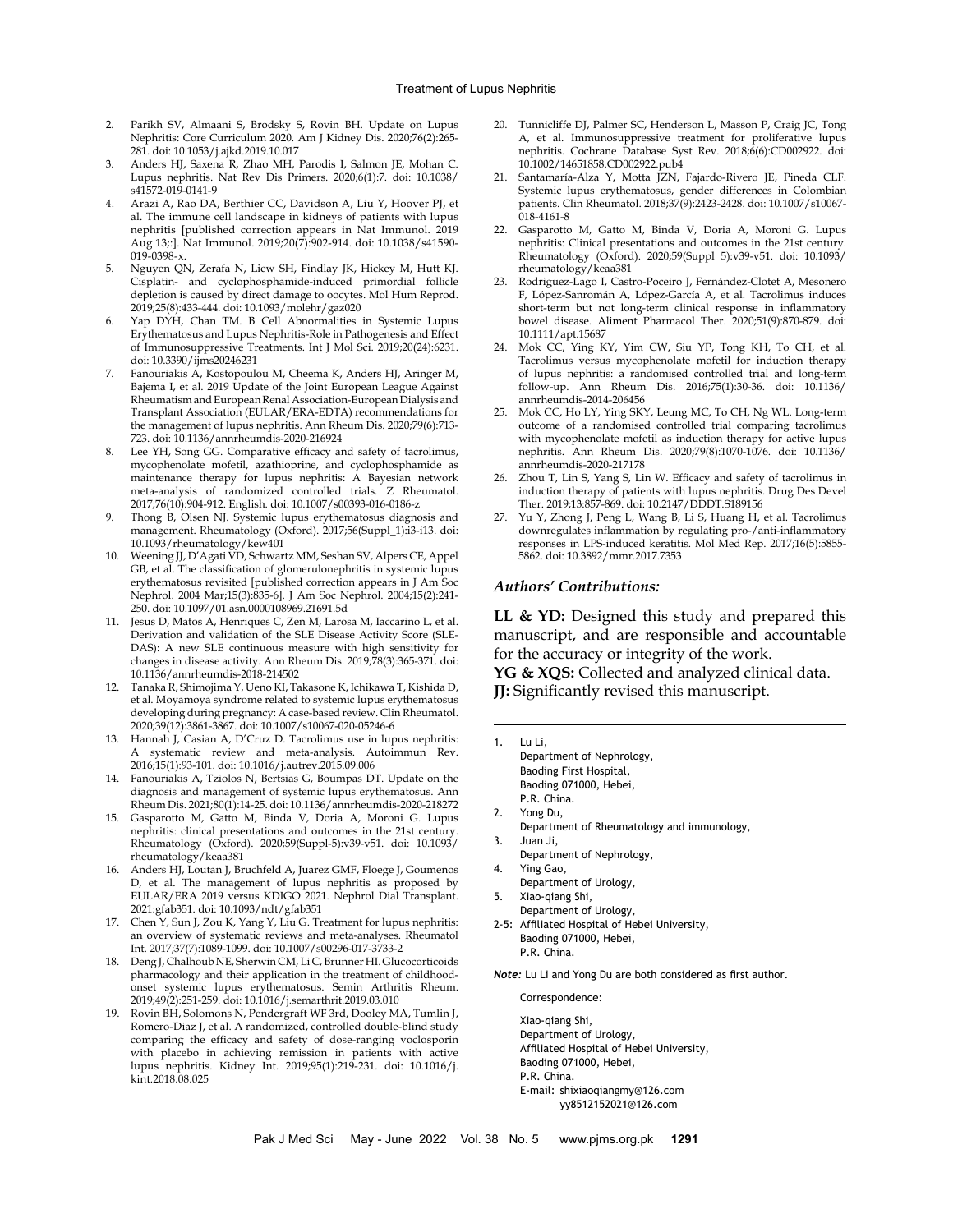2. Parikh SV, Almaani S, Brodsky S, Rovin BH. Update on Lupus Nephritis: Core Curriculum 2020. Am J Kidney Dis. 2020;76(2):265-281. doi: 10.1053/j.ajkd.2019.10.017
3. Anders HJ, Saxena R, Zhao MH, Parodis I, Salmon JE, Mohan C. Lupus nephritis. Nat Rev Dis Primers. 2020;6(1):7. doi: 10.1038/s41572-019-0141-9
4. Arazi A, Rao DA, Berthier CC, Davidson A, Liu Y, Hoover PJ, et al. The immune cell landscape in kidneys of patients with lupus nephritis [published correction appears in Nat Immunol. 2019 Aug 13;:]. Nat Immunol. 2019;20(7):902-914. doi: 10.1038/s41590-019-0398-x.
5. Nguyen QN, Zerafa N, Liew SH, Findlay JK, Hickey M, Hutt KJ. Cisplatin- and cyclophosphamide-induced primordial follicle depletion is caused by direct damage to oocytes. Mol Hum Reprod. 2019;25(8):433-444. doi: 10.1093/molehr/gaz020
6. Yap DYH, Chan TM. B Cell Abnormalities in Systemic Lupus Erythematosus and Lupus Nephritis-Role in Pathogenesis and Effect of Immunosuppressive Treatments. Int J Mol Sci. 2019;20(24):6231. doi: 10.3390/ijms20246231
7. Fanouriakis A, Kostopoulou M, Cheema K, Anders HJ, Aringer M, Bajema I, et al. 2019 Update of the Joint European League Against Rheumatism and European Renal Association-European Dialysis and Transplant Association (EULAR/ERA-EDTA) recommendations for the management of lupus nephritis. Ann Rheum Dis. 2020;79(6):713-723. doi: 10.1136/annrheumdis-2020-216924
8. Lee YH, Song GG. Comparative efficacy and safety of tacrolimus, mycophenolate mofetil, azathioprine, and cyclophosphamide as maintenance therapy for lupus nephritis: A Bayesian network meta-analysis of randomized controlled trials. Z Rheumatol. 2017;76(10):904-912. English. doi: 10.1007/s00393-016-0186-z
9. Thong B, Olsen NJ. Systemic lupus erythematosus diagnosis and management. Rheumatology (Oxford). 2017;56(Suppl_1):i3-i13. doi: 10.1093/rheumatology/kew401
10. Weening JJ, D'Agati VD, Schwartz MM, Seshan SV, Alpers CE, Appel GB, et al. The classification of glomerulonephritis in systemic lupus erythematosus revisited [published correction appears in J Am Soc Nephrol. 2004 Mar;15(3):835-6]. J Am Soc Nephrol. 2004;15(2):241-250. doi: 10.1097/01.asn.0000108969.21691.5d
11. Jesus D, Matos A, Henriques C, Zen M, Larosa M, Iaccarino L, et al. Derivation and validation of the SLE Disease Activity Score (SLE-DAS): A new SLE continuous measure with high sensitivity for changes in disease activity. Ann Rheum Dis. 2019;78(3):365-371. doi: 10.1136/annrheumdis-2018-214502
12. Tanaka R, Shimojima Y, Ueno KI, Takasone K, Ichikawa T, Kishida D, et al. Moyamoya syndrome related to systemic lupus erythematosus developing during pregnancy: A case-based review. Clin Rheumatol. 2020;39(12):3861-3867. doi: 10.1007/s10067-020-05246-6
13. Hannah J, Casian A, D'Cruz D. Tacrolimus use in lupus nephritis: A systematic review and meta-analysis. Autoimmun Rev. 2016;15(1):93-101. doi: 10.1016/j.autrev.2015.09.006
14. Fanouriakis A, Tziolos N, Bertsias G, Boumpas DT. Update on the diagnosis and management of systemic lupus erythematosus. Ann Rheum Dis. 2021;80(1):14-25. doi: 10.1136/annrheumdis-2020-218272
15. Gasparotto M, Gatto M, Binda V, Doria A, Moroni G. Lupus nephritis: clinical presentations and outcomes in the 21st century. Rheumatology (Oxford). 2020;59(Suppl-5):v39-v51. doi: 10.1093/rheumatology/keaa381
16. Anders HJ, Loutan J, Bruchfeld A, Juarez GMF, Floege J, Goumenos D, et al. The management of lupus nephritis as proposed by EULAR/ERA 2019 versus KDIGO 2021. Nephrol Dial Transplant. 2021:gfab351. doi: 10.1093/ndt/gfab351
17. Chen Y, Sun J, Zou K, Yang Y, Liu G. Treatment for lupus nephritis: an overview of systematic reviews and meta-analyses. Rheumatol Int. 2017;37(7):1089-1099. doi: 10.1007/s00296-017-3733-2
18. Deng J, Chalhoub NE, Sherwin CM, Li C, Brunner HI. Glucocorticoids pharmacology and their application in the treatment of childhood-onset systemic lupus erythematosus. Semin Arthritis Rheum. 2019;49(2):251-259. doi: 10.1016/j.semarthrit.2019.03.010
19. Rovin BH, Solomons N, Pendergraft WF 3rd, Dooley MA, Tumlin J, Romero-Diaz J, et al. A randomized, controlled double-blind study comparing the efficacy and safety of dose-ranging voclosporin with placebo in achieving remission in patients with active lupus nephritis. Kidney Int. 2019;95(1):219-231. doi: 10.1016/j.kint.2018.08.025
20. Tunnicliffe DJ, Palmer SC, Henderson L, Masson P, Craig JC, Tong A, et al. Immunosuppressive treatment for proliferative lupus nephritis. Cochrane Database Syst Rev. 2018;6(6):CD002922. doi: 10.1002/14651858.CD002922.pub4
21. Santamaría-Alza Y, Motta JZN, Fajardo-Rivero JE, Pineda CLF. Systemic lupus erythematosus, gender differences in Colombian patients. Clin Rheumatol. 2018;37(9):2423-2428. doi: 10.1007/s10067-018-4161-8
22. Gasparotto M, Gatto M, Binda V, Doria A, Moroni G. Lupus nephritis: Clinical presentations and outcomes in the 21st century. Rheumatology (Oxford). 2020;59(Suppl 5):v39-v51. doi: 10.1093/rheumatology/keaa381
23. Rodriguez-Lago I, Castro-Poceiro J, Fernández-Clotet A, Mesonero F, López-Sanromán A, López-García A, et al. Tacrolimus induces short-term but not long-term clinical response in inflammatory bowel disease. Aliment Pharmacol Ther. 2020;51(9):870-879. doi: 10.1111/apt.15687
24. Mok CC, Ying KY, Yim CW, Siu YP, Tong KH, To CH, et al. Tacrolimus versus mycophenolate mofetil for induction therapy of lupus nephritis: a randomised controlled trial and long-term follow-up. Ann Rheum Dis. 2016;75(1):30-36. doi: 10.1136/annrheumdis-2014-206456
25. Mok CC, Ho LY, Ying SKY, Leung MC, To CH, Ng WL. Long-term outcome of a randomised controlled trial comparing tacrolimus with mycophenolate mofetil as induction therapy for active lupus nephritis. Ann Rheum Dis. 2020;79(8):1070-1076. doi: 10.1136/annrheumdis-2020-217178
26. Zhou T, Lin S, Yang S, Lin W. Efficacy and safety of tacrolimus in induction therapy of patients with lupus nephritis. Drug Des Devel Ther. 2019;13:857-869. doi: 10.2147/DDDT.S189156
27. Yu Y, Zhong J, Peng L, Wang B, Li S, Huang H, et al. Tacrolimus downregulates inflammation by regulating pro-/anti-inflammatory responses in LPS-induced keratitis. Mol Med Rep. 2017;16(5):5855-5862. doi: 10.3892/mmr.2017.7353

### *Authors' Contributions:*

**LL & YD:** Designed this study and prepared this manuscript, and are responsible and accountable for the accuracy or integrity of the work.

**YG & XQS:** Collected and analyzed clinical data.

**JJ:** Significantly revised this manuscript.

---

1. Lu Li,
   Department of Nephrology,
   Baoding First Hospital,
   Baoding 071000, Hebei,
   P.R. China.
2. Yong Du,
   Department of Rheumatology and immunology,
3. Juan Ji,
   Department of Nephrology,
4. Ying Gao,
   Department of Urology,
5. Xiao-qiang Shi,
   Department of Urology,

2-5: Affiliated Hospital of Hebei University,
Baoding 071000, Hebei,
P.R. China.

***Note:*** Lu Li and Yong Du are both considered as first author.

Correspondence:

Xiao-qiang Shi,
Department of Urology,
Affiliated Hospital of Hebei University,
Baoding 071000, Hebei,
P.R. China.
E-mail: shixiaoqiangmy@126.com
yy8512152021@126.com